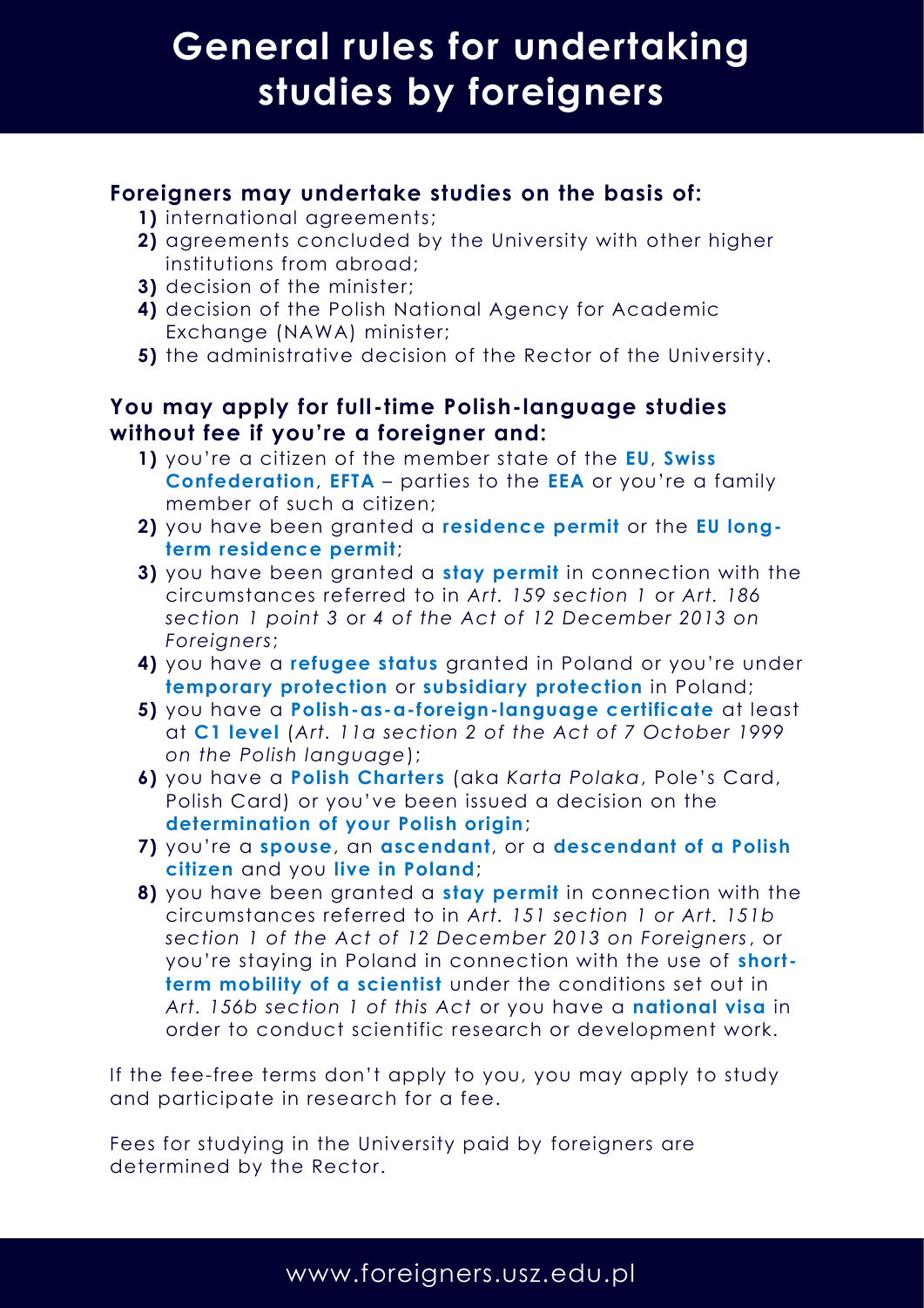# General rules for undertaking studies by foreigners

**Foreigners may undertake studies on the basis of:**

1) international agreements;
2) agreements concluded by the University with other higher institutions from abroad;
3) decision of the minister;
4) decision of the Polish National Agency for Academic Exchange (NAWA) minister;
5) the administrative decision of the Rector of the University.

**You may apply for full-time Polish-language studies without fee if you're a foreigner and:**

1) you're a citizen of the member state of the **EU**, **Swiss Confederation**, **EFTA** – parties to the **EEA** or you're a family member of such a citizen;
2) you have been granted a **residence permit** or the **EU long-term residence permit**;
3) you have been granted a **stay permit** in connection with the circumstances referred to in *Art. 159 section 1* or *Art. 186 section 1 point 3* or *4 of the Act of 12 December 2013 on Foreigners*;
4) you have a **refugee status** granted in Poland or you're under **temporary protection** or **subsidiary protection** in Poland;
5) you have a **Polish-as-a-foreign-language certificate** at least at **C1 level** (*Art. 11a section 2 of the Act of 7 October 1999 on the Polish language*);
6) you have a **Polish Charters** (aka *Karta Polaka*, Pole's Card, Polish Card) or you've been issued a decision on the **determination of your Polish origin**;
7) you're a **spouse**, an **ascendant**, or a **descendant of a Polish citizen** and you **live in Poland**;
8) you have been granted a **stay permit** in connection with the circumstances referred to in *Art. 151 section 1 or Art. 151b section 1 of the Act of 12 December 2013 on Foreigners*, or you're staying in Poland in connection with the use of **short-term mobility of a scientist** under the conditions set out in *Art. 156b section 1 of this Act* or you have a **national visa** in order to conduct scientific research or development work.

If the fee-free terms don't apply to you, you may apply to study and participate in research for a fee.

Fees for studying in the University paid by foreigners are determined by the Rector.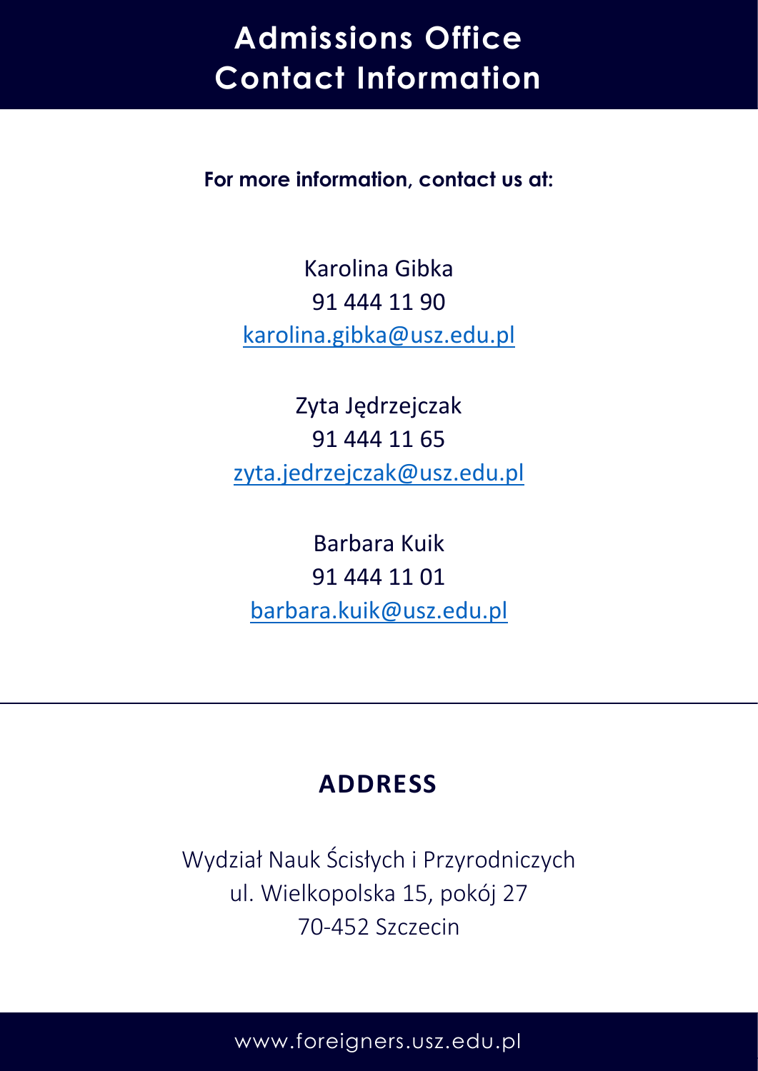# Admissions Office Contact Information

**For more information, contact us at:**

Karolina Gibka
91 444 11 90
karolina.gibka@usz.edu.pl

Zyta Jędrzejczak
91 444 11 65
zyta.jedrzejczak@usz.edu.pl

Barbara Kuik
91 444 11 01
barbara.kuik@usz.edu.pl

---

## ADDRESS

Wydział Nauk Ścisłych i Przyrodniczych
ul. Wielkopolska 15, pokój 27
70-452 Szczecin

www.foreigners.usz.edu.pl